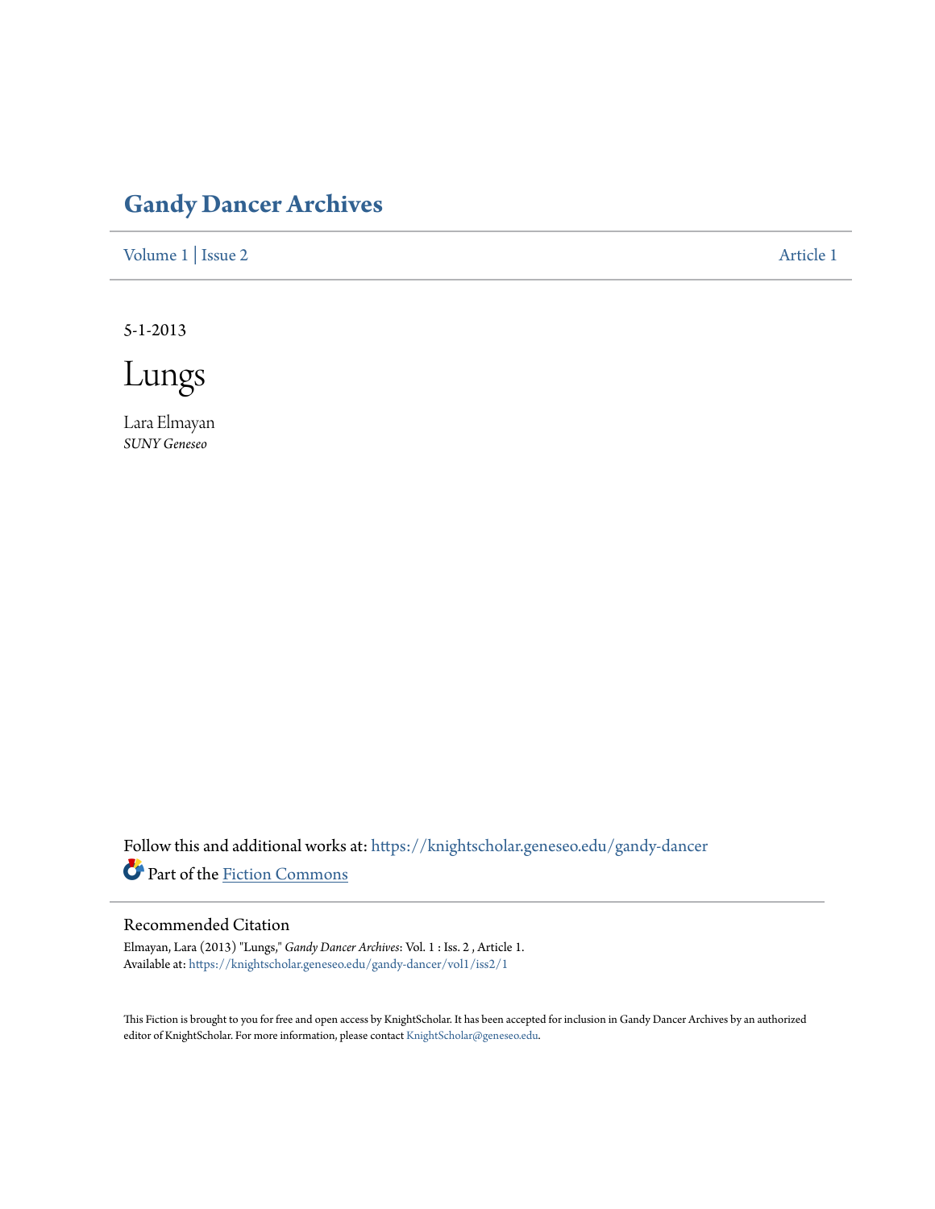# Gandy Dancer Archives

Volume 1 | Issue 2 Article 1

5-1-2013

# Lungs

Lara Elmayan
*SUNY Geneseo*

Follow this and additional works at: https://knightscholar.geneseo.edu/gandy-dancer

Part of the Fiction Commons

## Recommended Citation

Elmayan, Lara (2013) "Lungs," *Gandy Dancer Archives*: Vol. 1 : Iss. 2 , Article 1.
Available at: https://knightscholar.geneseo.edu/gandy-dancer/vol1/iss2/1

This Fiction is brought to you for free and open access by KnightScholar. It has been accepted for inclusion in Gandy Dancer Archives by an authorized editor of KnightScholar. For more information, please contact KnightScholar@geneseo.edu.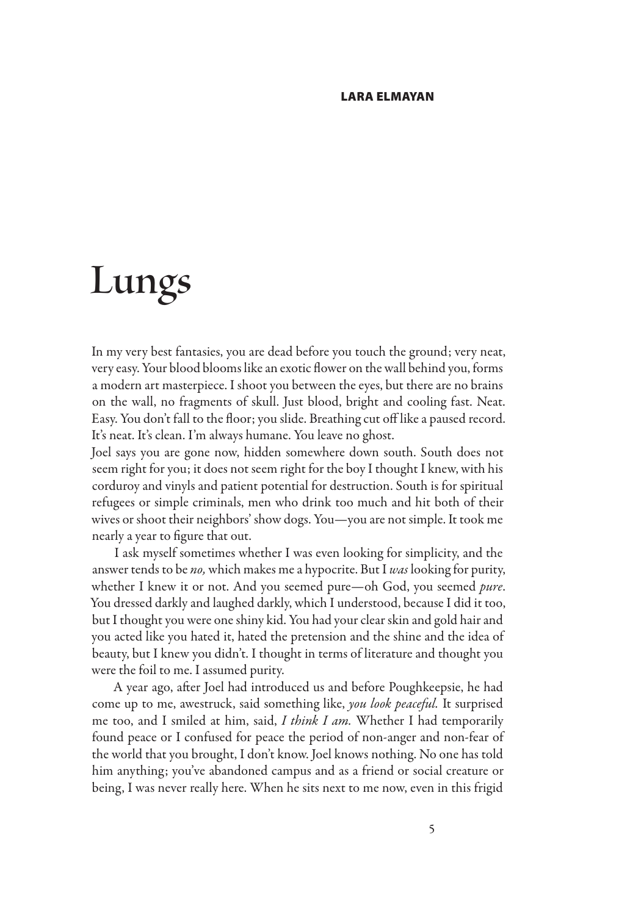LARA ELMAYAN

# Lungs

In my very best fantasies, you are dead before you touch the ground; very neat, very easy. Your blood blooms like an exotic flower on the wall behind you, forms a modern art masterpiece. I shoot you between the eyes, but there are no brains on the wall, no fragments of skull. Just blood, bright and cooling fast. Neat. Easy. You don't fall to the floor; you slide. Breathing cut off like a paused record. It's neat. It's clean. I'm always humane. You leave no ghost.

Joel says you are gone now, hidden somewhere down south. South does not seem right for you; it does not seem right for the boy I thought I knew, with his corduroy and vinyls and patient potential for destruction. South is for spiritual refugees or simple criminals, men who drink too much and hit both of their wives or shoot their neighbors' show dogs. You—you are not simple. It took me nearly a year to figure that out.

I ask myself sometimes whether I was even looking for simplicity, and the answer tends to be *no,* which makes me a hypocrite. But I *was* looking for purity, whether I knew it or not. And you seemed pure—oh God, you seemed *pure*. You dressed darkly and laughed darkly, which I understood, because I did it too, but I thought you were one shiny kid. You had your clear skin and gold hair and you acted like you hated it, hated the pretension and the shine and the idea of beauty, but I knew you didn't. I thought in terms of literature and thought you were the foil to me. I assumed purity.

A year ago, after Joel had introduced us and before Poughkeepsie, he had come up to me, awestruck, said something like, *you look peaceful.* It surprised me too, and I smiled at him, said, *I think I am.* Whether I had temporarily found peace or I confused for peace the period of non-anger and non-fear of the world that you brought, I don't know. Joel knows nothing. No one has told him anything; you've abandoned campus and as a friend or social creature or being, I was never really here. When he sits next to me now, even in this frigid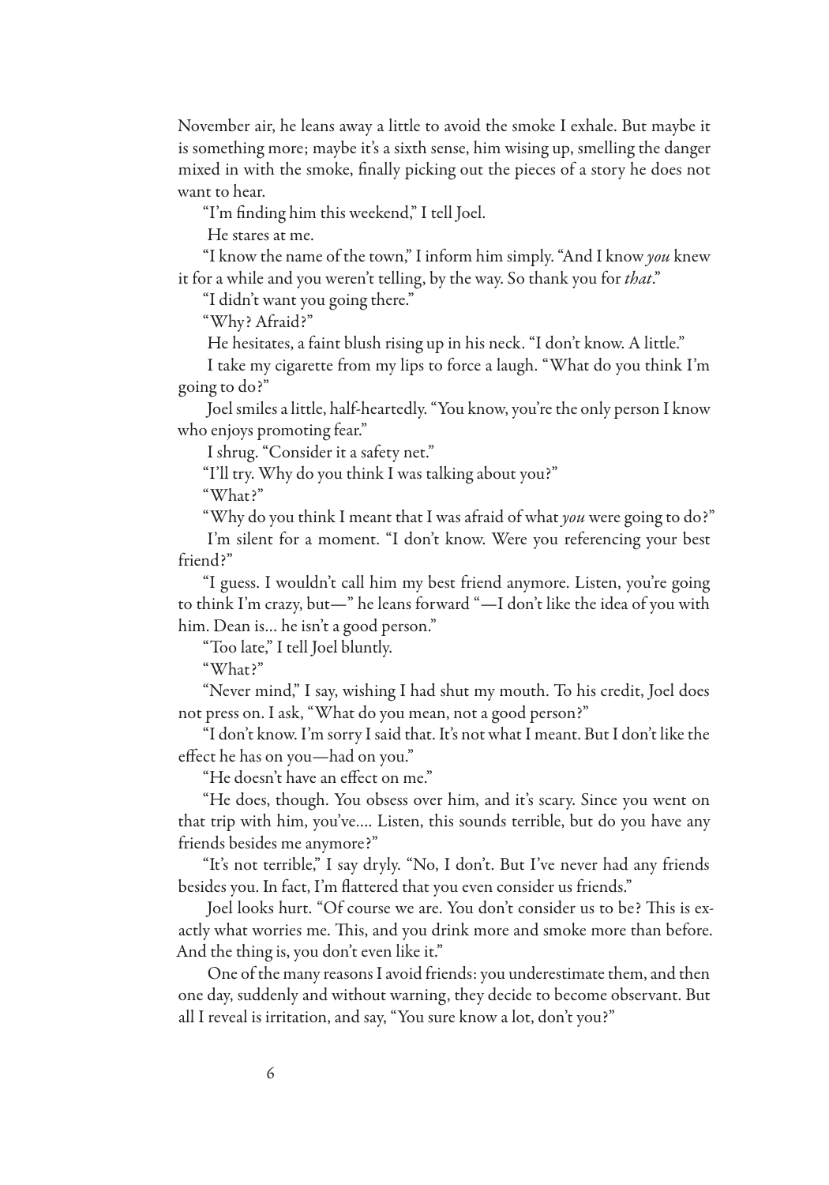November air, he leans away a little to avoid the smoke I exhale. But maybe it is something more; maybe it's a sixth sense, him wising up, smelling the danger mixed in with the smoke, finally picking out the pieces of a story he does not want to hear.

"I'm finding him this weekend," I tell Joel.

He stares at me.

"I know the name of the town," I inform him simply. "And I know *you* knew it for a while and you weren't telling, by the way. So thank you for *that*."

"I didn't want you going there."

"Why? Afraid?"

He hesitates, a faint blush rising up in his neck. "I don't know. A little."

I take my cigarette from my lips to force a laugh. "What do you think I'm going to do?"

Joel smiles a little, half-heartedly. "You know, you're the only person I know who enjoys promoting fear."

I shrug. "Consider it a safety net."

"I'll try. Why do you think I was talking about you?"

"What?"

"Why do you think I meant that I was afraid of what *you* were going to do?"

I'm silent for a moment. "I don't know. Were you referencing your best friend?"

"I guess. I wouldn't call him my best friend anymore. Listen, you're going to think I'm crazy, but—" he leans forward "—I don't like the idea of you with him. Dean is... he isn't a good person."

"Too late," I tell Joel bluntly.

"What?"

"Never mind," I say, wishing I had shut my mouth. To his credit, Joel does not press on. I ask, "What do you mean, not a good person?"

"I don't know. I'm sorry I said that. It's not what I meant. But I don't like the effect he has on you—had on you."

"He doesn't have an effect on me."

"He does, though. You obsess over him, and it's scary. Since you went on that trip with him, you've.... Listen, this sounds terrible, but do you have any friends besides me anymore?"

"It's not terrible," I say dryly. "No, I don't. But I've never had any friends besides you. In fact, I'm flattered that you even consider us friends."

Joel looks hurt. "Of course we are. You don't consider us to be? This is exactly what worries me. This, and you drink more and smoke more than before. And the thing is, you don't even like it."

One of the many reasons I avoid friends: you underestimate them, and then one day, suddenly and without warning, they decide to become observant. But all I reveal is irritation, and say, "You sure know a lot, don't you?"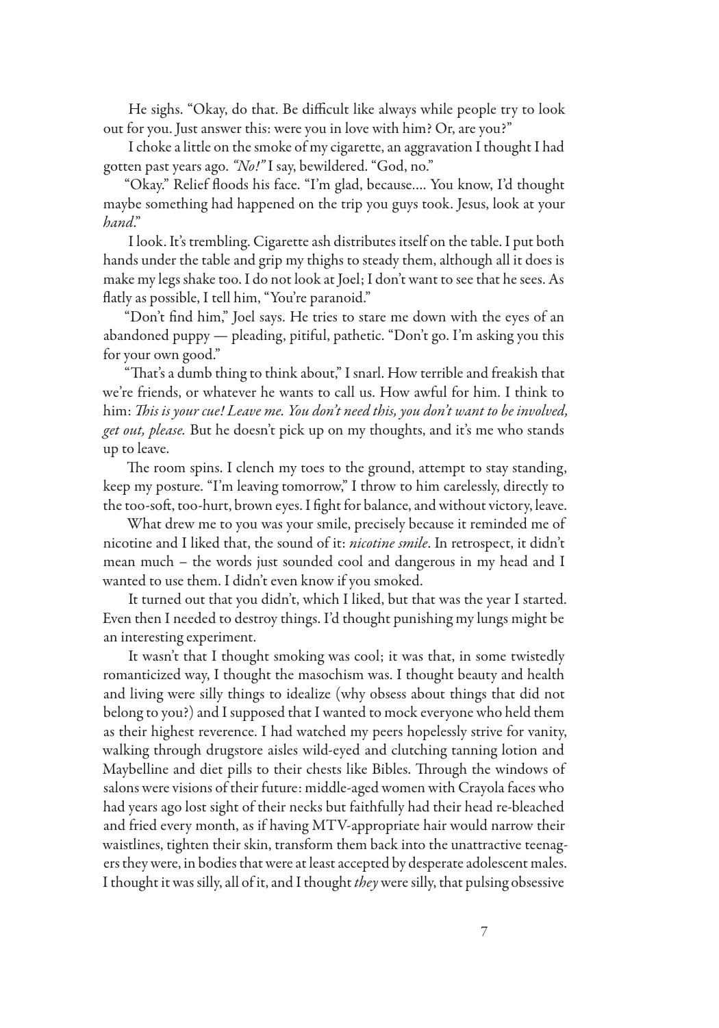He sighs. "Okay, do that. Be difficult like always while people try to look out for you. Just answer this: were you in love with him? Or, are you?"

I choke a little on the smoke of my cigarette, an aggravation I thought I had gotten past years ago. *"No!"* I say, bewildered. "God, no."

"Okay." Relief floods his face. "I'm glad, because.... You know, I'd thought maybe something had happened on the trip you guys took. Jesus, look at your *hand*."

I look. It's trembling. Cigarette ash distributes itself on the table. I put both hands under the table and grip my thighs to steady them, although all it does is make my legs shake too. I do not look at Joel; I don't want to see that he sees. As flatly as possible, I tell him, "You're paranoid."

"Don't find him," Joel says. He tries to stare me down with the eyes of an abandoned puppy — pleading, pitiful, pathetic. "Don't go. I'm asking you this for your own good."

"That's a dumb thing to think about," I snarl. How terrible and freakish that we're friends, or whatever he wants to call us. How awful for him. I think to him: *This is your cue! Leave me. You don't need this, you don't want to be involved, get out, please.* But he doesn't pick up on my thoughts, and it's me who stands up to leave.

The room spins. I clench my toes to the ground, attempt to stay standing, keep my posture. "I'm leaving tomorrow," I throw to him carelessly, directly to the too-soft, too-hurt, brown eyes. I fight for balance, and without victory, leave.

What drew me to you was your smile, precisely because it reminded me of nicotine and I liked that, the sound of it: *nicotine smile*. In retrospect, it didn't mean much – the words just sounded cool and dangerous in my head and I wanted to use them. I didn't even know if you smoked.

It turned out that you didn't, which I liked, but that was the year I started. Even then I needed to destroy things. I'd thought punishing my lungs might be an interesting experiment.

It wasn't that I thought smoking was cool; it was that, in some twistedly romanticized way, I thought the masochism was. I thought beauty and health and living were silly things to idealize (why obsess about things that did not belong to you?) and I supposed that I wanted to mock everyone who held them as their highest reverence. I had watched my peers hopelessly strive for vanity, walking through drugstore aisles wild-eyed and clutching tanning lotion and Maybelline and diet pills to their chests like Bibles. Through the windows of salons were visions of their future: middle-aged women with Crayola faces who had years ago lost sight of their necks but faithfully had their head re-bleached and fried every month, as if having MTV-appropriate hair would narrow their waistlines, tighten their skin, transform them back into the unattractive teenagers they were, in bodies that were at least accepted by desperate adolescent males. I thought it was silly, all of it, and I thought *they* were silly, that pulsing obsessive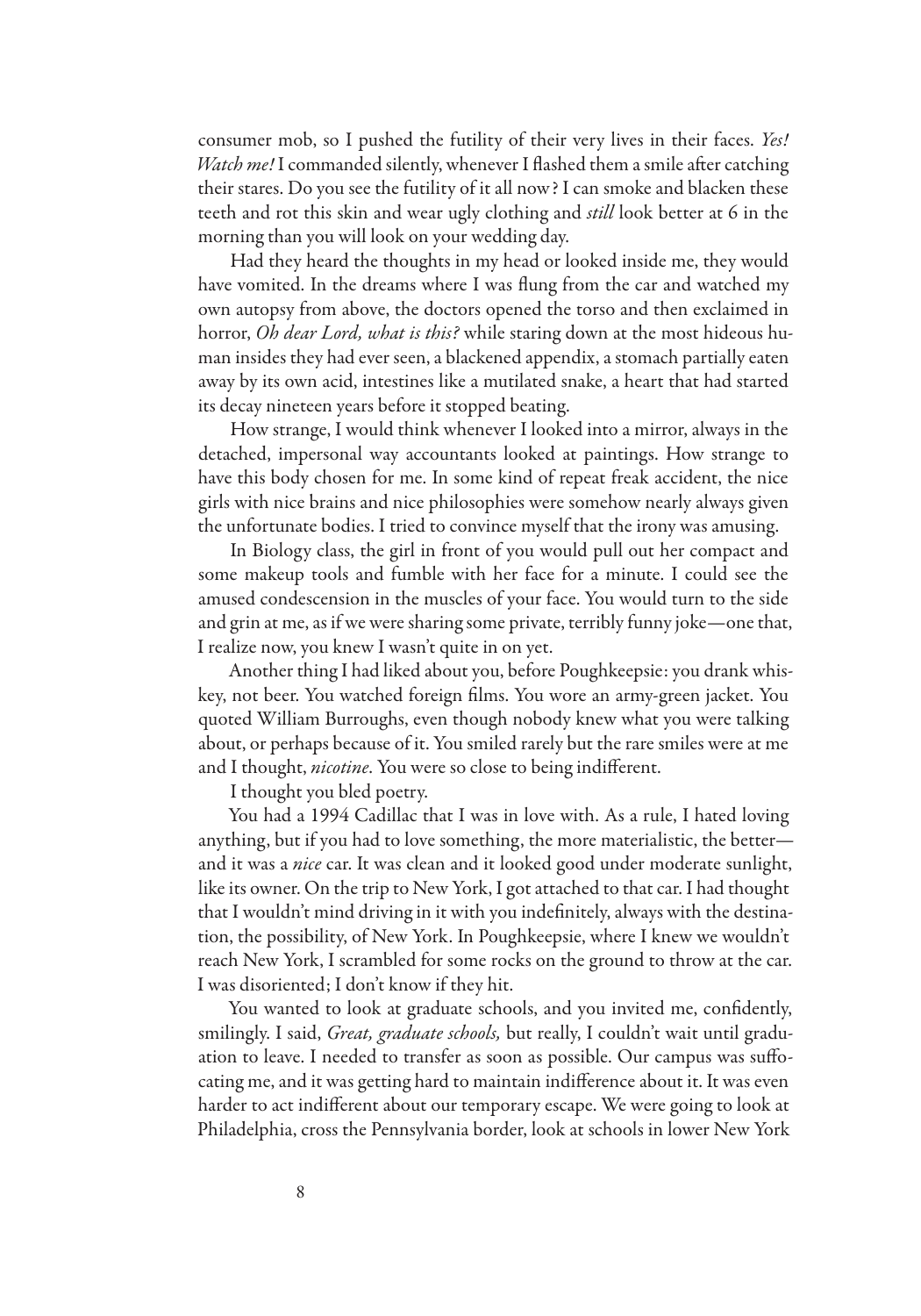consumer mob, so I pushed the futility of their very lives in their faces. *Yes! Watch me!* I commanded silently, whenever I flashed them a smile after catching their stares. Do you see the futility of it all now? I can smoke and blacken these teeth and rot this skin and wear ugly clothing and *still* look better at 6 in the morning than you will look on your wedding day.

Had they heard the thoughts in my head or looked inside me, they would have vomited. In the dreams where I was flung from the car and watched my own autopsy from above, the doctors opened the torso and then exclaimed in horror, *Oh dear Lord, what is this?* while staring down at the most hideous human insides they had ever seen, a blackened appendix, a stomach partially eaten away by its own acid, intestines like a mutilated snake, a heart that had started its decay nineteen years before it stopped beating.

How strange, I would think whenever I looked into a mirror, always in the detached, impersonal way accountants looked at paintings. How strange to have this body chosen for me. In some kind of repeat freak accident, the nice girls with nice brains and nice philosophies were somehow nearly always given the unfortunate bodies. I tried to convince myself that the irony was amusing.

In Biology class, the girl in front of you would pull out her compact and some makeup tools and fumble with her face for a minute. I could see the amused condescension in the muscles of your face. You would turn to the side and grin at me, as if we were sharing some private, terribly funny joke—one that, I realize now, you knew I wasn't quite in on yet.

Another thing I had liked about you, before Poughkeepsie: you drank whiskey, not beer. You watched foreign films. You wore an army-green jacket. You quoted William Burroughs, even though nobody knew what you were talking about, or perhaps because of it. You smiled rarely but the rare smiles were at me and I thought, *nicotine*. You were so close to being indifferent.

I thought you bled poetry.

You had a 1994 Cadillac that I was in love with. As a rule, I hated loving anything, but if you had to love something, the more materialistic, the better—and it was a *nice* car. It was clean and it looked good under moderate sunlight, like its owner. On the trip to New York, I got attached to that car. I had thought that I wouldn't mind driving in it with you indefinitely, always with the destination, the possibility, of New York. In Poughkeepsie, where I knew we wouldn't reach New York, I scrambled for some rocks on the ground to throw at the car. I was disoriented; I don't know if they hit.

You wanted to look at graduate schools, and you invited me, confidently, smilingly. I said, *Great, graduate schools,* but really, I couldn't wait until graduation to leave. I needed to transfer as soon as possible. Our campus was suffocating me, and it was getting hard to maintain indifference about it. It was even harder to act indifferent about our temporary escape. We were going to look at Philadelphia, cross the Pennsylvania border, look at schools in lower New York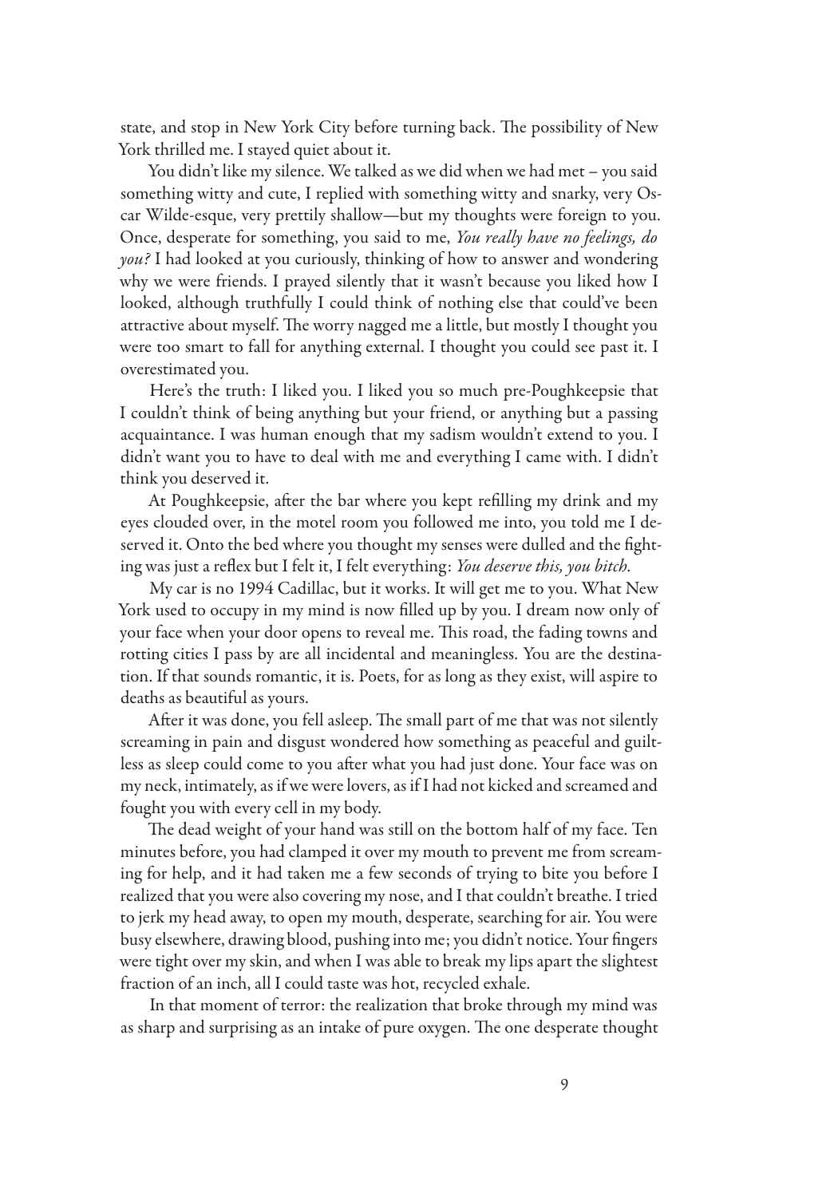state, and stop in New York City before turning back. The possibility of New York thrilled me. I stayed quiet about it.

You didn't like my silence. We talked as we did when we had met – you said something witty and cute, I replied with something witty and snarky, very Oscar Wilde-esque, very prettily shallow—but my thoughts were foreign to you. Once, desperate for something, you said to me, *You really have no feelings, do you?* I had looked at you curiously, thinking of how to answer and wondering why we were friends. I prayed silently that it wasn't because you liked how I looked, although truthfully I could think of nothing else that could've been attractive about myself. The worry nagged me a little, but mostly I thought you were too smart to fall for anything external. I thought you could see past it. I overestimated you.

Here's the truth: I liked you. I liked you so much pre-Poughkeepsie that I couldn't think of being anything but your friend, or anything but a passing acquaintance. I was human enough that my sadism wouldn't extend to you. I didn't want you to have to deal with me and everything I came with. I didn't think you deserved it.

At Poughkeepsie, after the bar where you kept refilling my drink and my eyes clouded over, in the motel room you followed me into, you told me I deserved it. Onto the bed where you thought my senses were dulled and the fighting was just a reflex but I felt it, I felt everything: *You deserve this, you bitch.*

My car is no 1994 Cadillac, but it works. It will get me to you. What New York used to occupy in my mind is now filled up by you. I dream now only of your face when your door opens to reveal me. This road, the fading towns and rotting cities I pass by are all incidental and meaningless. You are the destination. If that sounds romantic, it is. Poets, for as long as they exist, will aspire to deaths as beautiful as yours.

After it was done, you fell asleep. The small part of me that was not silently screaming in pain and disgust wondered how something as peaceful and guiltless as sleep could come to you after what you had just done. Your face was on my neck, intimately, as if we were lovers, as if I had not kicked and screamed and fought you with every cell in my body.

The dead weight of your hand was still on the bottom half of my face. Ten minutes before, you had clamped it over my mouth to prevent me from screaming for help, and it had taken me a few seconds of trying to bite you before I realized that you were also covering my nose, and I that couldn't breathe. I tried to jerk my head away, to open my mouth, desperate, searching for air. You were busy elsewhere, drawing blood, pushing into me; you didn't notice. Your fingers were tight over my skin, and when I was able to break my lips apart the slightest fraction of an inch, all I could taste was hot, recycled exhale.

In that moment of terror: the realization that broke through my mind was as sharp and surprising as an intake of pure oxygen. The one desperate thought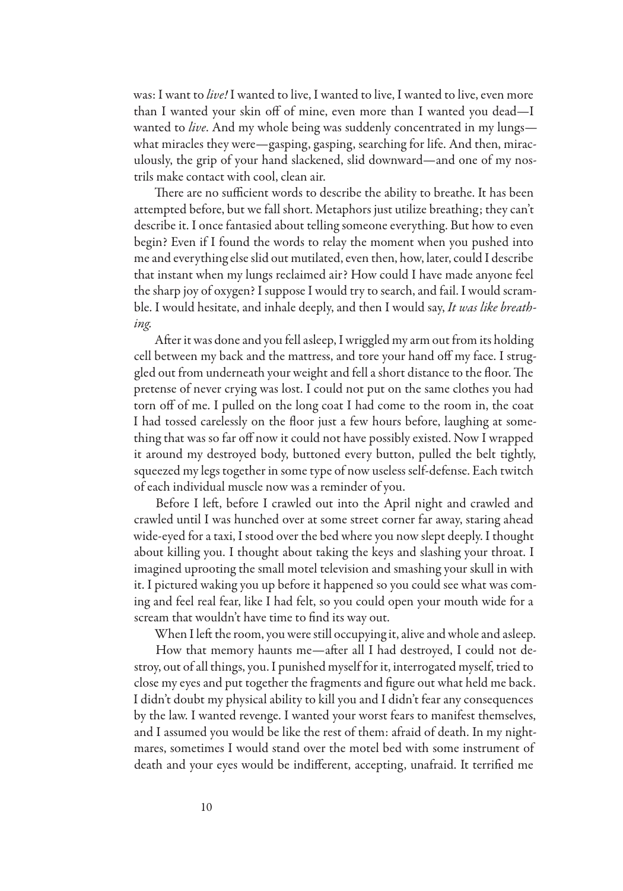was: I want to *live!* I wanted to live, I wanted to live, I wanted to live, even more than I wanted your skin off of mine, even more than I wanted you dead—I wanted to *live*. And my whole being was suddenly concentrated in my lungs—what miracles they were—gasping, gasping, searching for life. And then, miraculously, the grip of your hand slackened, slid downward—and one of my nostrils make contact with cool, clean air.

There are no sufficient words to describe the ability to breathe. It has been attempted before, but we fall short. Metaphors just utilize breathing; they can't describe it. I once fantasied about telling someone everything. But how to even begin? Even if I found the words to relay the moment when you pushed into me and everything else slid out mutilated, even then, how, later, could I describe that instant when my lungs reclaimed air? How could I have made anyone feel the sharp joy of oxygen? I suppose I would try to search, and fail. I would scramble. I would hesitate, and inhale deeply, and then I would say, *It was like breathing.*

After it was done and you fell asleep, I wriggled my arm out from its holding cell between my back and the mattress, and tore your hand off my face. I struggled out from underneath your weight and fell a short distance to the floor. The pretense of never crying was lost. I could not put on the same clothes you had torn off of me. I pulled on the long coat I had come to the room in, the coat I had tossed carelessly on the floor just a few hours before, laughing at something that was so far off now it could not have possibly existed. Now I wrapped it around my destroyed body, buttoned every button, pulled the belt tightly, squeezed my legs together in some type of now useless self-defense. Each twitch of each individual muscle now was a reminder of you.

Before I left, before I crawled out into the April night and crawled and crawled until I was hunched over at some street corner far away, staring ahead wide-eyed for a taxi, I stood over the bed where you now slept deeply. I thought about killing you. I thought about taking the keys and slashing your throat. I imagined uprooting the small motel television and smashing your skull in with it. I pictured waking you up before it happened so you could see what was coming and feel real fear, like I had felt, so you could open your mouth wide for a scream that wouldn't have time to find its way out.

When I left the room, you were still occupying it, alive and whole and asleep.

How that memory haunts me—after all I had destroyed, I could not destroy, out of all things, you. I punished myself for it, interrogated myself, tried to close my eyes and put together the fragments and figure out what held me back. I didn't doubt my physical ability to kill you and I didn't fear any consequences by the law. I wanted revenge. I wanted your worst fears to manifest themselves, and I assumed you would be like the rest of them: afraid of death. In my nightmares, sometimes I would stand over the motel bed with some instrument of death and your eyes would be indifferent, accepting, unafraid. It terrified me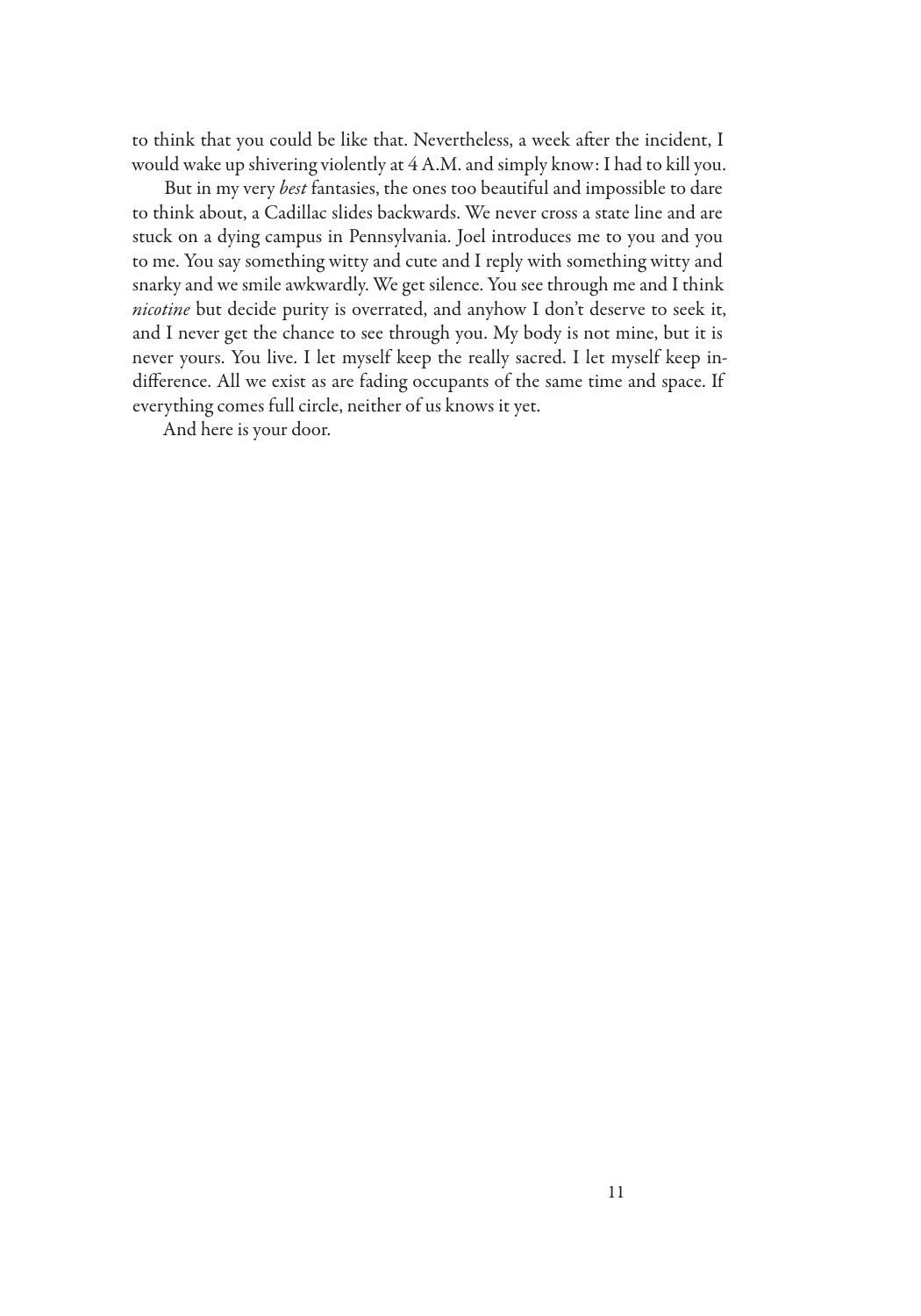to think that you could be like that. Nevertheless, a week after the incident, I would wake up shivering violently at 4 A.M. and simply know: I had to kill you.

But in my very *best* fantasies, the ones too beautiful and impossible to dare to think about, a Cadillac slides backwards. We never cross a state line and are stuck on a dying campus in Pennsylvania. Joel introduces me to you and you to me. You say something witty and cute and I reply with something witty and snarky and we smile awkwardly. We get silence. You see through me and I think *nicotine* but decide purity is overrated, and anyhow I don't deserve to seek it, and I never get the chance to see through you. My body is not mine, but it is never yours. You live. I let myself keep the really sacred. I let myself keep indifference. All we exist as are fading occupants of the same time and space. If everything comes full circle, neither of us knows it yet.

And here is your door.